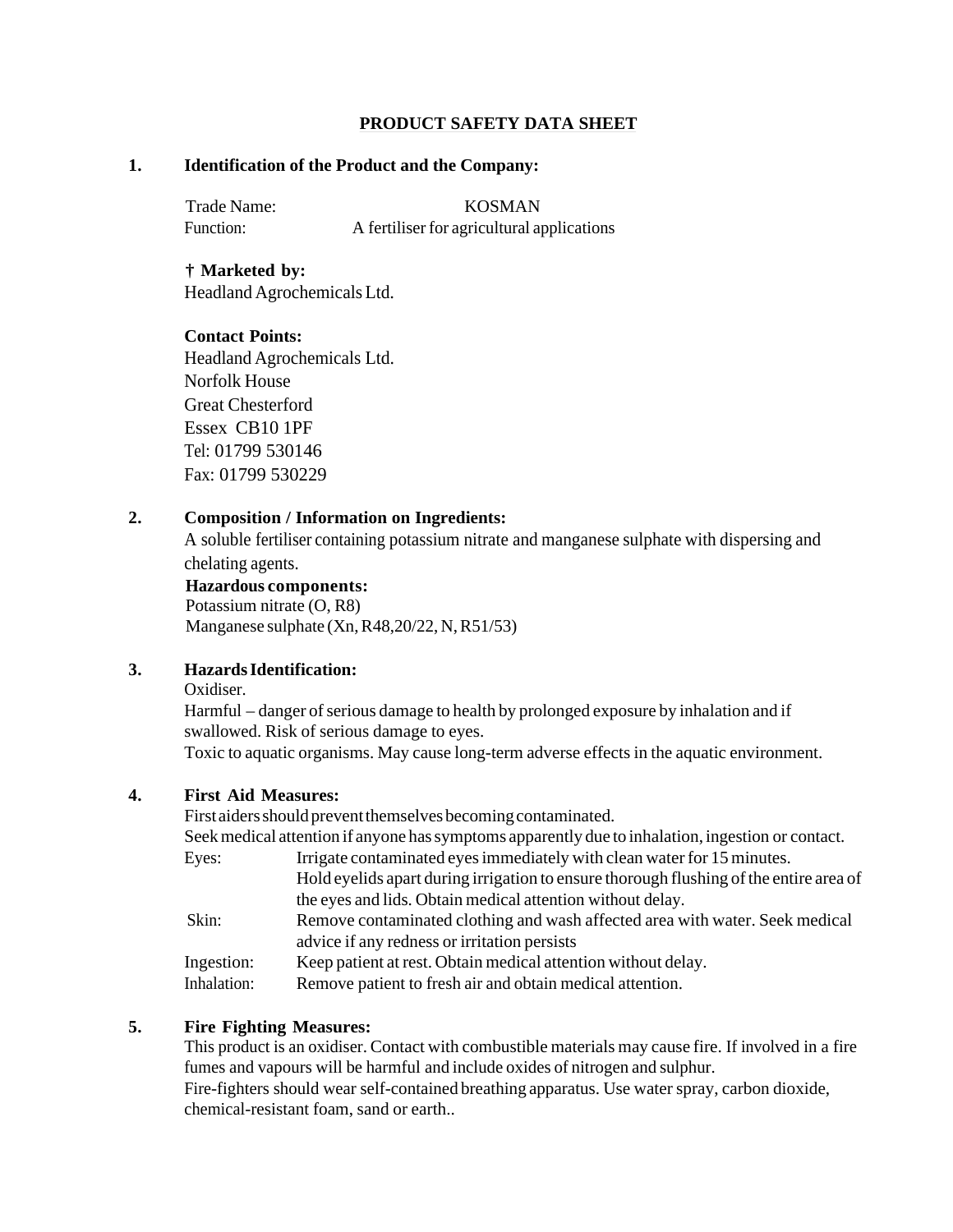# PRODUCT SAFETY DATA SHEET

## 1. Identification of the Product and the Company:

Trade Name: KOSMAN
Function: A fertiliser for agricultural applications

**† Marketed by:**
Headland Agrochemicals Ltd.

**Contact Points:**
Headland Agrochemicals Ltd.
Norfolk House
Great Chesterford
Essex CB10 1PF
Tel: 01799 530146
Fax: 01799 530229

## 2. Composition / Information on Ingredients:

A soluble fertiliser containing potassium nitrate and manganese sulphate with dispersing and chelating agents.

**Hazardous components:**
Potassium nitrate (O, R8)
Manganese sulphate (Xn, R48,20/22, N, R51/53)

## 3. Hazards Identification:

Oxidiser.
Harmful – danger of serious damage to health by prolonged exposure by inhalation and if swallowed. Risk of serious damage to eyes.
Toxic to aquatic organisms. May cause long-term adverse effects in the aquatic environment.

## 4. First Aid Measures:

First aiders should prevent themselves becoming contaminated.
Seek medical attention if anyone has symptoms apparently due to inhalation, ingestion or contact.

Eyes: Irrigate contaminated eyes immediately with clean water for 15 minutes. Hold eyelids apart during irrigation to ensure thorough flushing of the entire area of the eyes and lids. Obtain medical attention without delay.

Skin: Remove contaminated clothing and wash affected area with water. Seek medical advice if any redness or irritation persists

Ingestion: Keep patient at rest. Obtain medical attention without delay.

Inhalation: Remove patient to fresh air and obtain medical attention.

## 5. Fire Fighting Measures:

This product is an oxidiser. Contact with combustible materials may cause fire. If involved in a fire fumes and vapours will be harmful and include oxides of nitrogen and sulphur.
Fire-fighters should wear self-contained breathing apparatus. Use water spray, carbon dioxide, chemical-resistant foam, sand or earth..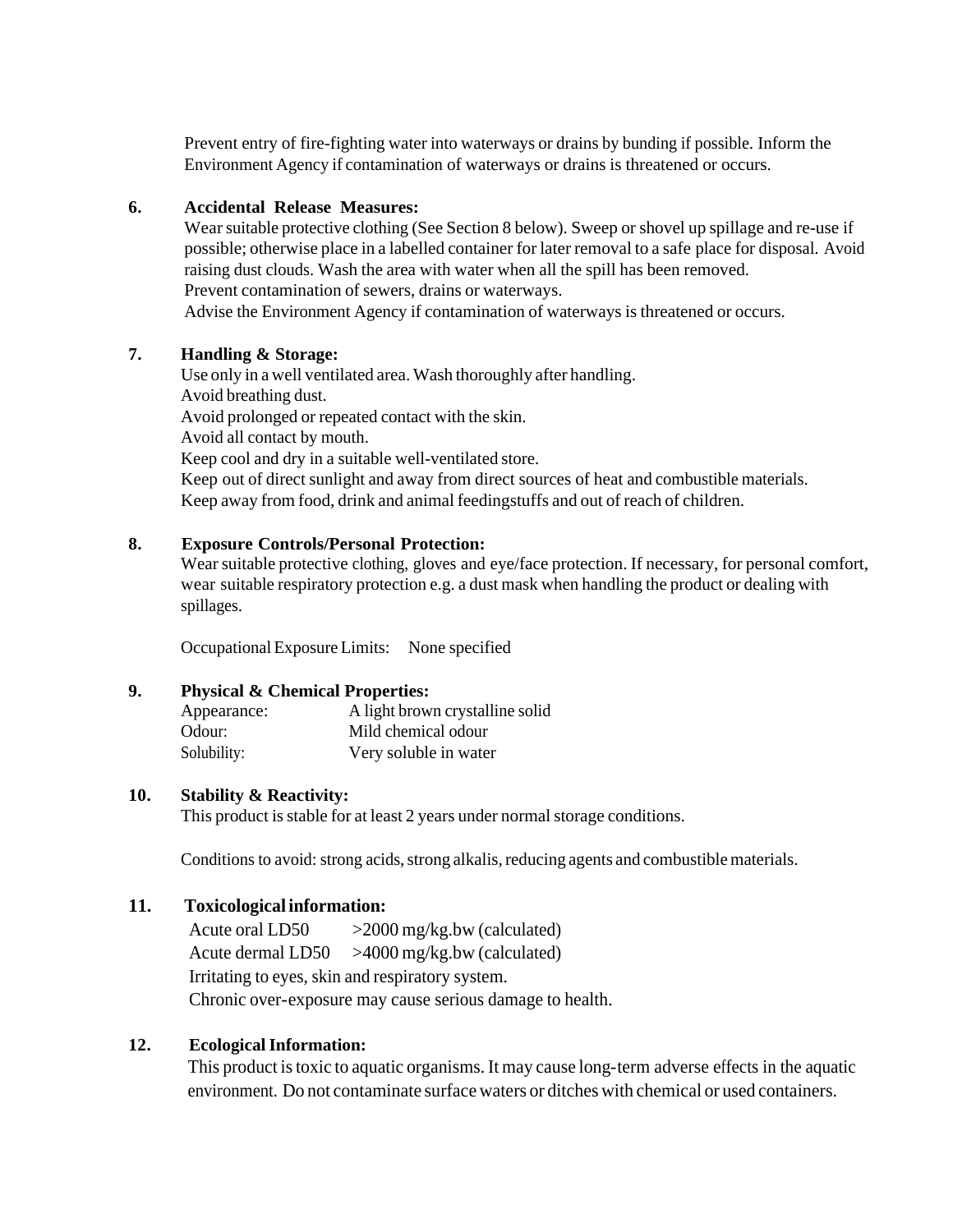Prevent entry of fire-fighting water into waterways or drains by bunding if possible. Inform the Environment Agency if contamination of waterways or drains is threatened or occurs.

## 6. Accidental Release Measures:

Wear suitable protective clothing (See Section 8 below). Sweep or shovel up spillage and re-use if possible; otherwise place in a labelled container for later removal to a safe place for disposal. Avoid raising dust clouds. Wash the area with water when all the spill has been removed.
Prevent contamination of sewers, drains or waterways.
Advise the Environment Agency if contamination of waterways is threatened or occurs.

## 7. Handling & Storage:

Use only in a well ventilated area. Wash thoroughly after handling.
Avoid breathing dust.
Avoid prolonged or repeated contact with the skin.
Avoid all contact by mouth.
Keep cool and dry in a suitable well-ventilated store.
Keep out of direct sunlight and away from direct sources of heat and combustible materials.
Keep away from food, drink and animal feedingstuffs and out of reach of children.

## 8. Exposure Controls/Personal Protection:

Wear suitable protective clothing, gloves and eye/face protection. If necessary, for personal comfort, wear suitable respiratory protection e.g. a dust mask when handling the product or dealing with spillages.

Occupational Exposure Limits: None specified

## 9. Physical & Chemical Properties:

| | |
|---|---|
| Appearance: | A light brown crystalline solid |
| Odour: | Mild chemical odour |
| Solubility: | Very soluble in water |

## 10. Stability & Reactivity:

This product is stable for at least 2 years under normal storage conditions.

Conditions to avoid: strong acids, strong alkalis, reducing agents and combustible materials.

## 11. Toxicological information:

| | |
|---|---|
| Acute oral LD50 | >2000 mg/kg.bw (calculated) |
| Acute dermal LD50 | >4000 mg/kg.bw (calculated) |

Irritating to eyes, skin and respiratory system.
Chronic over-exposure may cause serious damage to health.

## 12. Ecological Information:

This product is toxic to aquatic organisms. It may cause long-term adverse effects in the aquatic environment. Do not contaminate surface waters or ditches with chemical or used containers.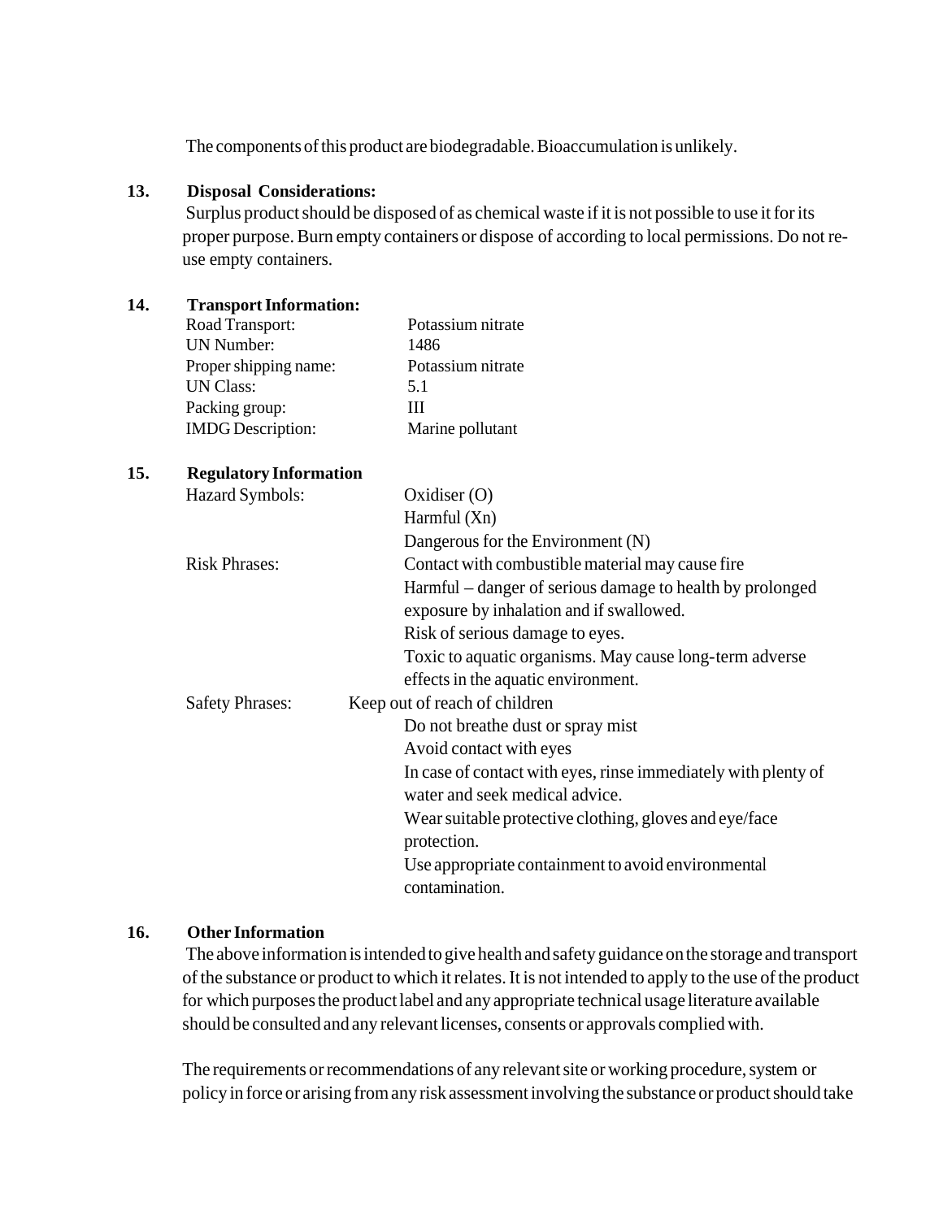The components of this product are biodegradable. Bioaccumulation is unlikely.

## 13. Disposal Considerations:

Surplus product should be disposed of as chemical waste if it is not possible to use it for its proper purpose. Burn empty containers or dispose of according to local permissions. Do not re-use empty containers.

## 14. Transport Information:

| | |
|---|---|
| Road Transport: | Potassium nitrate |
| UN Number: | 1486 |
| Proper shipping name: | Potassium nitrate |
| UN Class: | 5.1 |
| Packing group: | III |
| IMDG Description: | Marine pollutant |

## 15. Regulatory Information

| | |
|---|---|
| Hazard Symbols: | Oxidiser (O) |
| | Harmful (Xn) |
| | Dangerous for the Environment (N) |
| Risk Phrases: | Contact with combustible material may cause fire |
| | Harmful – danger of serious damage to health by prolonged exposure by inhalation and if swallowed. |
| | Risk of serious damage to eyes. |
| | Toxic to aquatic organisms. May cause long-term adverse effects in the aquatic environment. |
| Safety Phrases: | Keep out of reach of children |
| | Do not breathe dust or spray mist |
| | Avoid contact with eyes |
| | In case of contact with eyes, rinse immediately with plenty of water and seek medical advice. |
| | Wear suitable protective clothing, gloves and eye/face protection. |
| | Use appropriate containment to avoid environmental contamination. |

## 16. Other Information

The above information is intended to give health and safety guidance on the storage and transport of the substance or product to which it relates. It is not intended to apply to the use of the product for which purposes the product label and any appropriate technical usage literature available should be consulted and any relevant licenses, consents or approvals complied with.

The requirements or recommendations of any relevant site or working procedure, system or policy in force or arising from any risk assessment involving the substance or product should take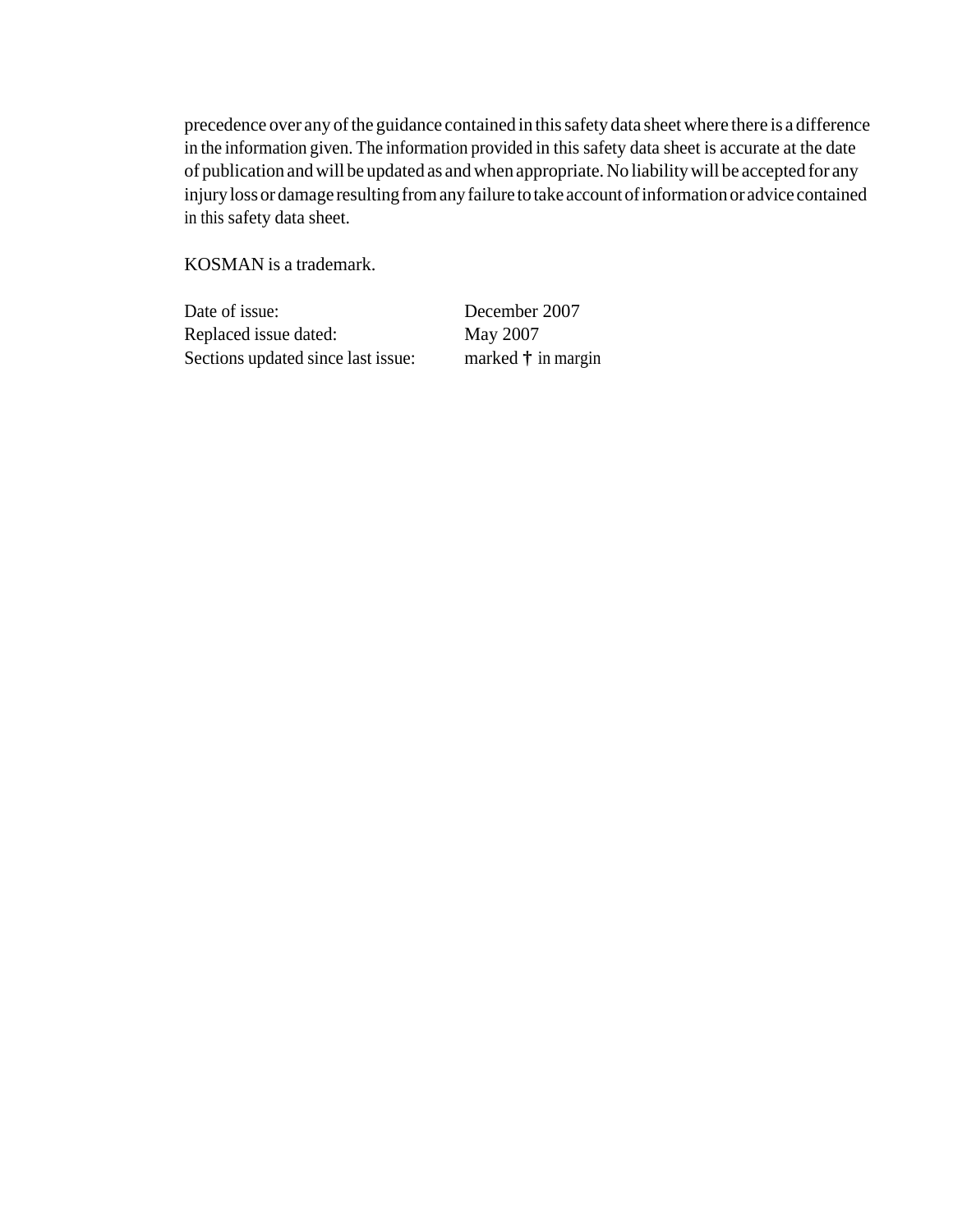precedence over any of the guidance contained in this safety data sheet where there is a difference in the information given. The information provided in this safety data sheet is accurate at the date of publication and will be updated as and when appropriate. No liability will be accepted for any injury loss or damage resulting from any failure to take account of information or advice contained in this safety data sheet.

KOSMAN is a trademark.

| | |
|---|---|
| Date of issue: | December 2007 |
| Replaced issue dated: | May 2007 |
| Sections updated since last issue: | marked † in margin |